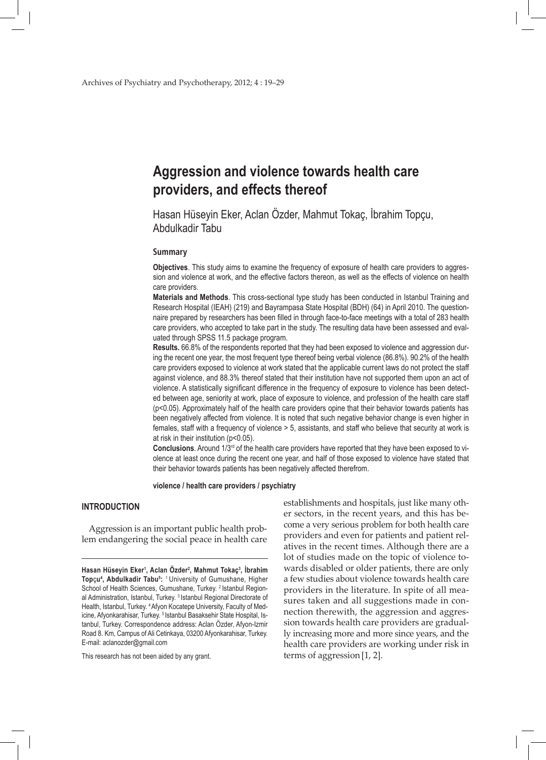# Aggression and violence towards health care providers, and effects thereof

Hasan Hüseyin Eker, Aclan Özder, Mahmut Tokaç, İbrahim Topçu, Abdulkadir Tabu

## Summary

**Objectives**. This study aims to examine the frequency of exposure of health care providers to aggression and violence at work, and the effective factors thereon, as well as the effects of violence on health care providers.

**Materials and Methods**. This cross-sectional type study has been conducted in Istanbul Training and Research Hospital (IEAH) (219) and Bayrampasa State Hospital (BDH) (64) in April 2010. The questionnaire prepared by researchers has been filled in through face-to-face meetings with a total of 283 health care providers, who accepted to take part in the study. The resulting data have been assessed and evaluated through SPSS 11.5 package program.

**Results.** 66.8% of the respondents reported that they had been exposed to violence and aggression during the recent one year, the most frequent type thereof being verbal violence (86.8%). 90.2% of the health care providers exposed to violence at work stated that the applicable current laws do not protect the staff against violence, and 88.3% thereof stated that their institution have not supported them upon an act of violence. A statistically significant difference in the frequency of exposure to violence has been detected between age, seniority at work, place of exposure to violence, and profession of the health care staff ($p<0.05$). Approximately half of the health care providers opine that their behavior towards patients has been negatively affected from violence. It is noted that such negative behavior change is even higher in females, staff with a frequency of violence > 5, assistants, and staff who believe that security at work is at risk in their institution ($p<0.05$).

**Conclusions**. Around 1/3rd of the health care providers have reported that they have been exposed to violence at least once during the recent one year, and half of those exposed to violence have stated that their behavior towards patients has been negatively affected therefrom.

**violence / health care providers / psychiatry**

## INTRODUCTION

Aggression is an important public health problem endangering the social peace in health care establishments and hospitals, just like many other sectors, in the recent years, and this has become a very serious problem for both health care providers and even for patients and patient relatives in the recent times. Although there are a lot of studies made on the topic of violence towards disabled or older patients, there are only a few studies about violence towards health care providers in the literature. In spite of all measures taken and all suggestions made in connection therewith, the aggression and aggression towards health care providers are gradually increasing more and more since years, and the health care providers are working under risk in terms of aggression [1, 2].

---

**Hasan Hüseyin Eker[1], Aclan Özder[2], Mahmut Tokaç[3], İbrahim Topçu[4], Abdulkadir Tabu[5]:** [1] University of Gumushane, Higher School of Health Sciences, Gumushane, Turkey. [2] Istanbul Regional Administration, Istanbul, Turkey. [3] Istanbul Regional Directorate of Health, Istanbul, Turkey. [4] Afyon Kocatepe University, Faculty of Medicine, Afyonkarahisar, Turkey. [5] Istanbul Basaksehir State Hospital, Istanbul, Turkey. Correspondence address: Aclan Özder, Afyon-Izmir Road 8. Km, Campus of Ali Cetinkaya, 03200 Afyonkarahisar, Turkey. E-mail: aclanozder@gmail.com

This research has not been aided by any grant.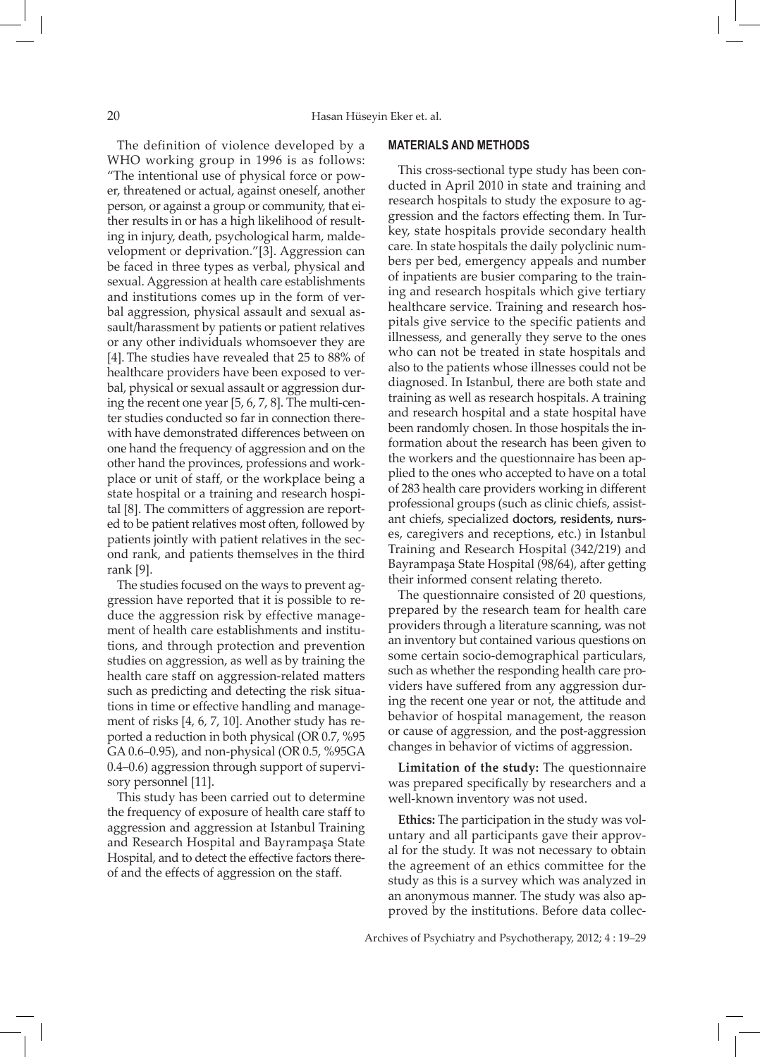The definition of violence developed by a WHO working group in 1996 is as follows: "The intentional use of physical force or power, threatened or actual, against oneself, another person, or against a group or community, that either results in or has a high likelihood of resulting in injury, death, psychological harm, maldevelopment or deprivation."[3]. Aggression can be faced in three types as verbal, physical and sexual. Aggression at health care establishments and institutions comes up in the form of verbal aggression, physical assault and sexual assault/harassment by patients or patient relatives or any other individuals whomsoever they are [4]. The studies have revealed that 25 to 88% of healthcare providers have been exposed to verbal, physical or sexual assault or aggression during the recent one year [5, 6, 7, 8]. The multi-center studies conducted so far in connection therewith have demonstrated differences between on one hand the frequency of aggression and on the other hand the provinces, professions and workplace or unit of staff, or the workplace being a state hospital or a training and research hospital [8]. The committers of aggression are reported to be patient relatives most often, followed by patients jointly with patient relatives in the second rank, and patients themselves in the third rank [9].

The studies focused on the ways to prevent aggression have reported that it is possible to reduce the aggression risk by effective management of health care establishments and institutions, and through protection and prevention studies on aggression, as well as by training the health care staff on aggression-related matters such as predicting and detecting the risk situations in time or effective handling and management of risks [4, 6, 7, 10]. Another study has reported a reduction in both physical (OR 0.7, %95 GA 0.6–0.95), and non-physical (OR 0.5, %95GA 0.4–0.6) aggression through support of supervisory personnel [11].

This study has been carried out to determine the frequency of exposure of health care staff to aggression and aggression at Istanbul Training and Research Hospital and Bayrampaşa State Hospital, and to detect the effective factors thereof and the effects of aggression on the staff.

## MATERIALS AND METHODS

This cross-sectional type study has been conducted in April 2010 in state and training and research hospitals to study the exposure to aggression and the factors effecting them. In Turkey, state hospitals provide secondary health care. In state hospitals the daily polyclinic numbers per bed, emergency appeals and number of inpatients are busier comparing to the training and research hospitals which give tertiary healthcare service. Training and research hospitals give service to the specific patients and illnessess, and generally they serve to the ones who can not be treated in state hospitals and also to the patients whose illnesses could not be diagnosed. In Istanbul, there are both state and training as well as research hospitals. A training and research hospital and a state hospital have been randomly chosen. In those hospitals the information about the research has been given to the workers and the questionnaire has been applied to the ones who accepted to have on a total of 283 health care providers working in different professional groups (such as clinic chiefs, assistant chiefs, specialized doctors, residents, nurses, caregivers and receptions, etc.) in Istanbul Training and Research Hospital (342/219) and Bayrampaşa State Hospital (98/64), after getting their informed consent relating thereto.

The questionnaire consisted of 20 questions, prepared by the research team for health care providers through a literature scanning, was not an inventory but contained various questions on some certain socio-demographical particulars, such as whether the responding health care providers have suffered from any aggression during the recent one year or not, the attitude and behavior of hospital management, the reason or cause of aggression, and the post-aggression changes in behavior of victims of aggression.

**Limitation of the study:** The questionnaire was prepared specifically by researchers and a well-known inventory was not used.

**Ethics:** The participation in the study was voluntary and all participants gave their approval for the study. It was not necessary to obtain the agreement of an ethics committee for the study as this is a survey which was analyzed in an anonymous manner. The study was also approved by the institutions. Before data collec-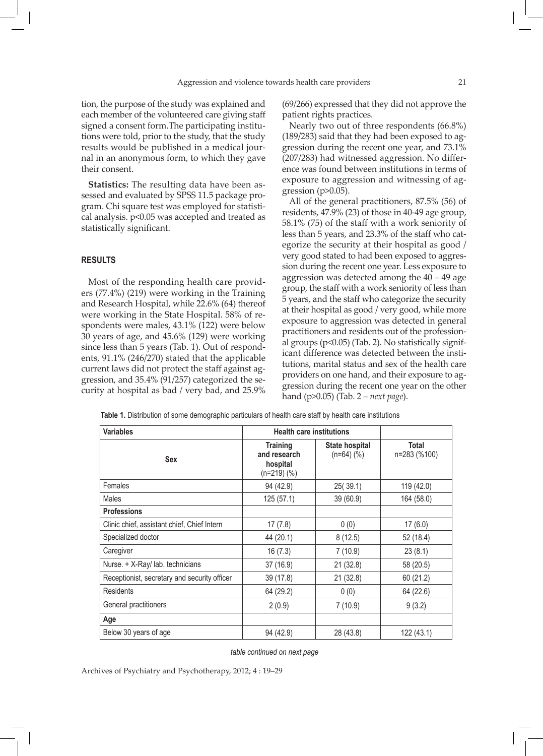tion, the purpose of the study was explained and each member of the volunteered care giving staff signed a consent form.The participating institutions were told, prior to the study, that the study results would be published in a medical journal in an anonymous form, to which they gave their consent.

**Statistics:** The resulting data have been assessed and evaluated by SPSS 11.5 package program. Chi square test was employed for statistical analysis. $p<0.05$ was accepted and treated as statistically significant.

## RESULTS

Most of the responding health care providers (77.4%) (219) were working in the Training and Research Hospital, while 22.6% (64) thereof were working in the State Hospital. 58% of respondents were males, 43.1% (122) were below 30 years of age, and 45.6% (129) were working since less than 5 years (Tab. 1). Out of respondents, 91.1% (246/270) stated that the applicable current laws did not protect the staff against aggression, and 35.4% (91/257) categorized the security at hospital as bad / very bad, and 25.9% (69/266) expressed that they did not approve the patient rights practices.

Nearly two out of three respondents (66.8%) (189/283) said that they had been exposed to aggression during the recent one year, and 73.1% (207/283) had witnessed aggression. No difference was found between institutions in terms of exposure to aggression and witnessing of aggression ($p>0.05$).

All of the general practitioners, 87.5% (56) of residents, 47.9% (23) of those in 40-49 age group, 58.1% (75) of the staff with a work seniority of less than 5 years, and 23.3% of the staff who categorize the security at their hospital as good / very good stated to had been exposed to aggression during the recent one year. Less exposure to aggression was detected among the 40 – 49 age group, the staff with a work seniority of less than 5 years, and the staff who categorize the security at their hospital as good / very good, while more exposure to aggression was detected in general practitioners and residents out of the professional groups ($p<0.05$) (Tab. 2). No statistically significant difference was detected between the institutions, marital status and sex of the health care providers on one hand, and their exposure to aggression during the recent one year on the other hand ($p>0.05$) (Tab. 2 – *next page*).

**Table 1.** Distribution of some demographic particulars of health care staff by health care institutions

| Variables | Health care institutions | | |
|---|---|---|---|
| **Sex** | **Training and research hospital (n=219) (%)** | **State hospital (n=64) (%)** | **Total n=283 (%100)** |
| Females | 94 (42.9) | 25( 39.1) | 119 (42.0) |
| Males | 125 (57.1) | 39 (60.9) | 164 (58.0) |
| **Professions** | | | |
| Clinic chief, assistant chief, Chief Intern | 17 (7.8) | 0 (0) | 17 (6.0) |
| Specialized doctor | 44 (20.1) | 8 (12.5) | 52 (18.4) |
| Caregiver | 16 (7.3) | 7 (10.9) | 23 (8.1) |
| Nurse. + X-Ray/ lab. technicians | 37 (16.9) | 21 (32.8) | 58 (20.5) |
| Receptionist, secretary and security officer | 39 (17.8) | 21 (32.8) | 60 (21.2) |
| Residents | 64 (29.2) | 0 (0) | 64 (22.6) |
| General practitioners | 2 (0.9) | 7 (10.9) | 9 (3.2) |
| **Age** | | | |
| Below 30 years of age | 94 (42.9) | 28 (43.8) | 122 (43.1) |

*table continued on next page*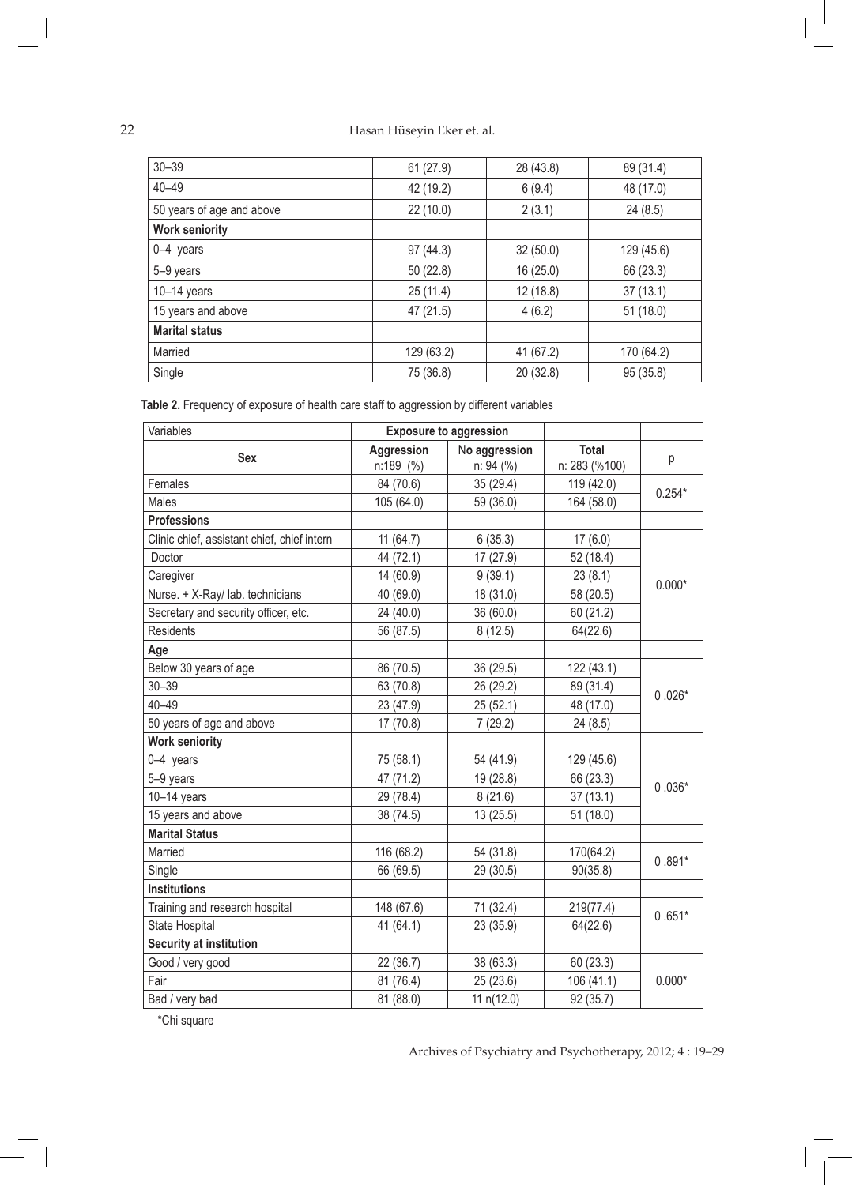| | | | |
|---|---|---|---|
| 30–39 | 61 (27.9) | 28 (43.8) | 89 (31.4) |
| 40–49 | 42 (19.2) | 6 (9.4) | 48 (17.0) |
| 50 years of age and above | 22 (10.0) | 2 (3.1) | 24 (8.5) |
| **Work seniority** | | | |
| 0–4 years | 97 (44.3) | 32 (50.0) | 129 (45.6) |
| 5–9 years | 50 (22.8) | 16 (25.0) | 66 (23.3) |
| 10–14 years | 25 (11.4) | 12 (18.8) | 37 (13.1) |
| 15 years and above | 47 (21.5) | 4 (6.2) | 51 (18.0) |
| **Marital status** | | | |
| Married | 129 (63.2) | 41 (67.2) | 170 (64.2) |
| Single | 75 (36.8) | 20 (32.8) | 95 (35.8) |

**Table 2.** Frequency of exposure of health care staff to aggression by different variables

| Variables | Exposure to aggression | | | |
|---|---|---|---|---|
| **Sex** | **Aggression** n:189 (%) | No aggression n: 94 (%) | **Total** n: 283 (%100) | p |
| Females | 84 (70.6) | 35 (29.4) | 119 (42.0) | 0.254* |
| Males | 105 (64.0) | 59 (36.0) | 164 (58.0) | |
| **Professions** | | | | |
| Clinic chief, assistant chief, chief intern | 11 (64.7) | 6 (35.3) | 17 (6.0) | 0.000* |
| Doctor | 44 (72.1) | 17 (27.9) | 52 (18.4) | |
| Caregiver | 14 (60.9) | 9 (39.1) | 23 (8.1) | |
| Nurse. + X-Ray/ lab. technicians | 40 (69.0) | 18 (31.0) | 58 (20.5) | |
| Secretary and security officer, etc. | 24 (40.0) | 36 (60.0) | 60 (21.2) | |
| Residents | 56 (87.5) | 8 (12.5) | 64(22.6) | |
| **Age** | | | | |
| Below 30 years of age | 86 (70.5) | 36 (29.5) | 122 (43.1) | 0 .026* |
| 30–39 | 63 (70.8) | 26 (29.2) | 89 (31.4) | |
| 40–49 | 23 (47.9) | 25 (52.1) | 48 (17.0) | |
| 50 years of age and above | 17 (70.8) | 7 (29.2) | 24 (8.5) | |
| **Work seniority** | | | | |
| 0–4 years | 75 (58.1) | 54 (41.9) | 129 (45.6) | 0 .036* |
| 5–9 years | 47 (71.2) | 19 (28.8) | 66 (23.3) | |
| 10–14 years | 29 (78.4) | 8 (21.6) | 37 (13.1) | |
| 15 years and above | 38 (74.5) | 13 (25.5) | 51 (18.0) | |
| **Marital Status** | | | | |
| Married | 116 (68.2) | 54 (31.8) | 170(64.2) | 0 .891* |
| Single | 66 (69.5) | 29 (30.5) | 90(35.8) | |
| **Institutions** | | | | |
| Training and research hospital | 148 (67.6) | 71 (32.4) | 219(77.4) | 0 .651* |
| State Hospital | 41 (64.1) | 23 (35.9) | 64(22.6) | |
| **Security at institution** | | | | |
| Good / very good | 22 (36.7) | 38 (63.3) | 60 (23.3) | 0.000* |
| Fair | 81 (76.4) | 25 (23.6) | 106 (41.1) | |
| Bad / very bad | 81 (88.0) | 11 n(12.0) | 92 (35.7) | |

*Chi square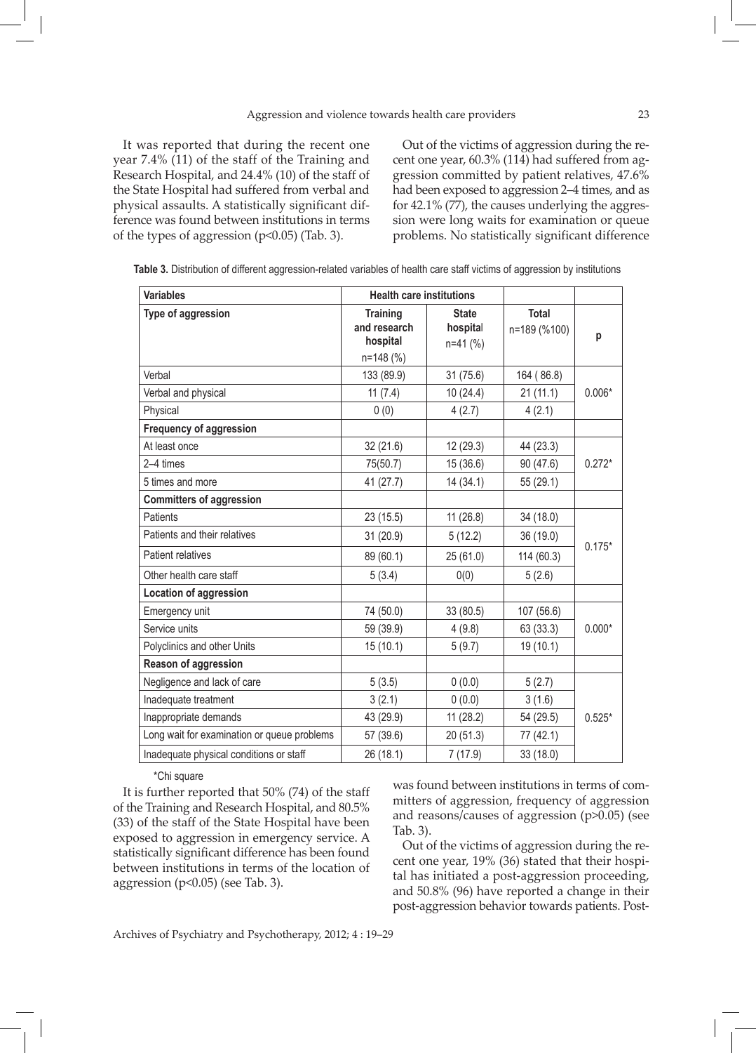It was reported that during the recent one year 7.4% (11) of the staff of the Training and Research Hospital, and 24.4% (10) of the staff of the State Hospital had suffered from verbal and physical assaults. A statistically significant difference was found between institutions in terms of the types of aggression ($p<0.05$) (Tab. 3).

Out of the victims of aggression during the recent one year, 60.3% (114) had suffered from aggression committed by patient relatives, 47.6% had been exposed to aggression 2–4 times, and as for 42.1% (77), the causes underlying the aggression were long waits for examination or queue problems. No statistically significant difference was found between institutions in terms of committers of aggression, frequency of aggression and reasons/causes of aggression ($p>0.05$) (see Tab. 3).

**Table 3.** Distribution of different aggression-related variables of health care staff victims of aggression by institutions

| **Variables** | **Health care institutions** | | | |
|---|---|---|---|---|
| **Type of aggression** | **Training and research hospital** n=148 (%) | **State hospital** n=41 (%) | **Total** n=189 (%100) | **p** |
| Verbal | 133 (89.9) | 31 (75.6) | 164 ( 86.8) | 0.006* |
| Verbal and physical | 11 (7.4) | 10 (24.4) | 21 (11.1) | |
| Physical | 0 (0) | 4 (2.7) | 4 (2.1) | |
| **Frequency of aggression** | | | | |
| At least once | 32 (21.6) | 12 (29.3) | 44 (23.3) | 0.272* |
| 2–4 times | 75(50.7) | 15 (36.6) | 90 (47.6) | |
| 5 times and more | 41 (27.7) | 14 (34.1) | 55 (29.1) | |
| **Committers of aggression** | | | | |
| Patients | 23 (15.5) | 11 (26.8) | 34 (18.0) | 0.175* |
| Patients and their relatives | 31 (20.9) | 5 (12.2) | 36 (19.0) | |
| Patient relatives | 89 (60.1) | 25 (61.0) | 114 (60.3) | |
| Other health care staff | 5 (3.4) | 0(0) | 5 (2.6) | |
| **Location of aggression** | | | | |
| Emergency unit | 74 (50.0) | 33 (80.5) | 107 (56.6) | 0.000* |
| Service units | 59 (39.9) | 4 (9.8) | 63 (33.3) | |
| Polyclinics and other Units | 15 (10.1) | 5 (9.7) | 19 (10.1) | |
| **Reason of aggression** | | | | |
| Negligence and lack of care | 5 (3.5) | 0 (0.0) | 5 (2.7) | 0.525* |
| Inadequate treatment | 3 (2.1) | 0 (0.0) | 3 (1.6) | |
| Inappropriate demands | 43 (29.9) | 11 (28.2) | 54 (29.5) | |
| Long wait for examination or queue problems | 57 (39.6) | 20 (51.3) | 77 (42.1) | |
| Inadequate physical conditions or staff | 26 (18.1) | 7 (17.9) | 33 (18.0) | |

\*Chi square

It is further reported that 50% (74) of the staff of the Training and Research Hospital, and 80.5% (33) of the staff of the State Hospital have been exposed to aggression in emergency service. A statistically significant difference has been found between institutions in terms of the location of aggression ($p<0.05$) (see Tab. 3).

Out of the victims of aggression during the recent one year, 19% (36) stated that their hospital has initiated a post-aggression proceeding, and 50.8% (96) have reported a change in their post-aggression behavior towards patients. Post-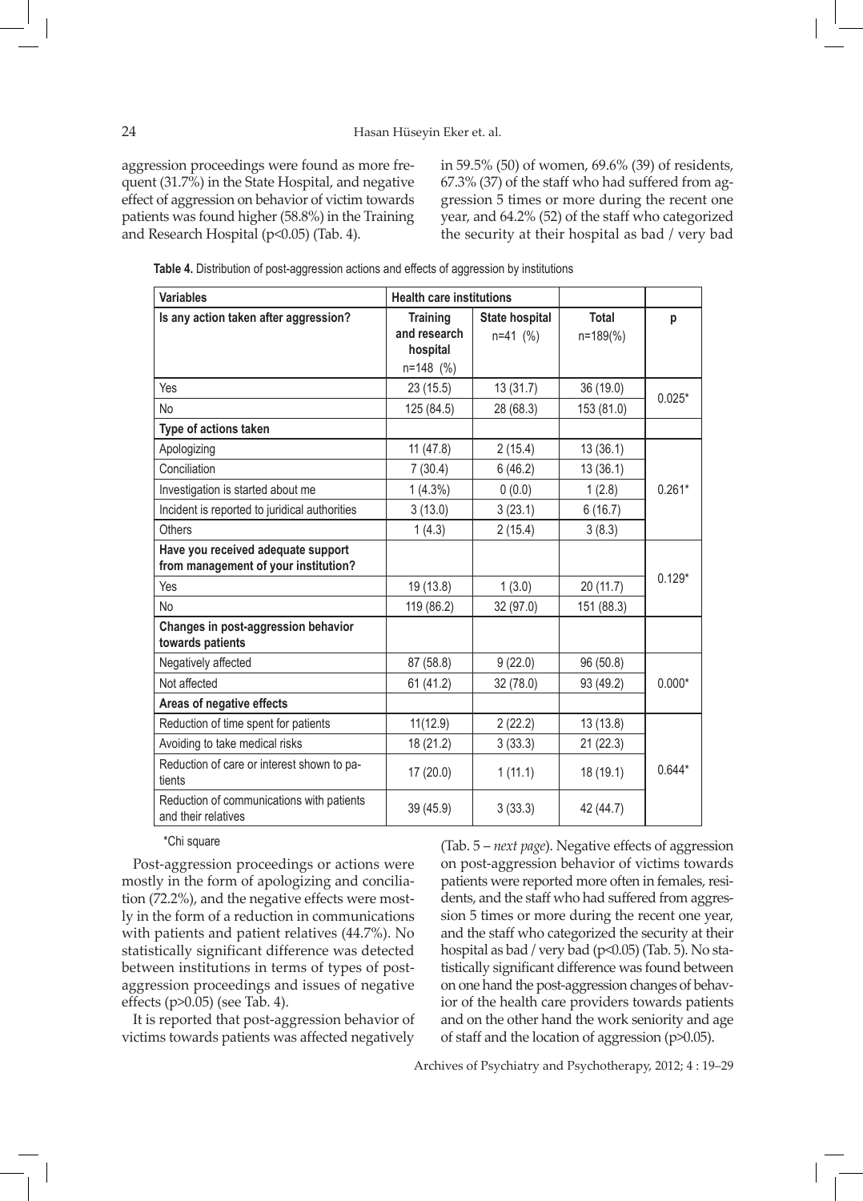aggression proceedings were found as more frequent (31.7%) in the State Hospital, and negative effect of aggression on behavior of victim towards patients was found higher (58.8%) in the Training and Research Hospital ($p<0.05$) (Tab. 4).

**Table 4.** Distribution of post-aggression actions and effects of aggression by institutions

| Variables | Health care institutions | | | |
|---|---|---|---|---|
| **Is any action taken after aggression?** | **Training and research hospital** n=148 (%) | **State hospital** n=41 (%) | **Total** n=189(%) | **p** |
| Yes | 23 (15.5) | 13 (31.7) | 36 (19.0) | 0.025* |
| No | 125 (84.5) | 28 (68.3) | 153 (81.0) | |
| **Type of actions taken** | | | | |
| Apologizing | 11 (47.8) | 2 (15.4) | 13 (36.1) | 0.261* |
| Conciliation | 7 (30.4) | 6 (46.2) | 13 (36.1) | |
| Investigation is started about me | 1 (4.3%) | 0 (0.0) | 1 (2.8) | |
| Incident is reported to juridical authorities | 3 (13.0) | 3 (23.1) | 6 (16.7) | |
| Others | 1 (4.3) | 2 (15.4) | 3 (8.3) | |
| **Have you received adequate support from management of your institution?** | | | | 0.129* |
| Yes | 19 (13.8) | 1 (3.0) | 20 (11.7) | |
| No | 119 (86.2) | 32 (97.0) | 151 (88.3) | |
| **Changes in post-aggression behavior towards patients** | | | | |
| Negatively affected | 87 (58.8) | 9 (22.0) | 96 (50.8) | 0.000* |
| Not affected | 61 (41.2) | 32 (78.0) | 93 (49.2) | |
| **Areas of negative effects** | | | | |
| Reduction of time spent for patients | 11(12.9) | 2 (22.2) | 13 (13.8) | 0.644* |
| Avoiding to take medical risks | 18 (21.2) | 3 (33.3) | 21 (22.3) | |
| Reduction of care or interest shown to patients | 17 (20.0) | 1 (11.1) | 18 (19.1) | |
| Reduction of communications with patients and their relatives | 39 (45.9) | 3 (33.3) | 42 (44.7) | |

*Chi square

Post-aggression proceedings or actions were mostly in the form of apologizing and conciliation (72.2%), and the negative effects were mostly in the form of a reduction in communications with patients and patient relatives (44.7%). No statistically significant difference was detected between institutions in terms of types of post-aggression proceedings and issues of negative effects ($p>0.05$) (see Tab. 4).

It is reported that post-aggression behavior of victims towards patients was affected negatively in 59.5% (50) of women, 69.6% (39) of residents, 67.3% (37) of the staff who had suffered from aggression 5 times or more during the recent one year, and 64.2% (52) of the staff who categorized the security at their hospital as bad / very bad (Tab. 5 – *next page*). Negative effects of aggression on post-aggression behavior of victims towards patients were reported more often in females, residents, and the staff who had suffered from aggression 5 times or more during the recent one year, and the staff who categorized the security at their hospital as bad / very bad ($p<0.05$) (Tab. 5). No statistically significant difference was found between on one hand the post-aggression changes of behavior of the health care providers towards patients and on the other hand the work seniority and age of staff and the location of aggression ($p>0.05$).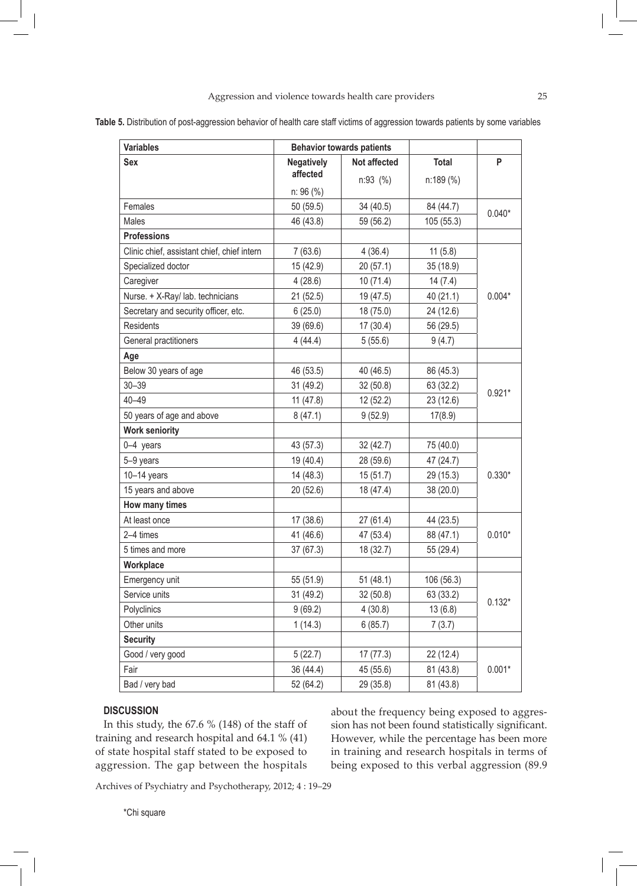**Table 5.** Distribution of post-aggression behavior of health care staff victims of aggression towards patients by some variables

| Variables | Behavior towards patients | | | |
|---|---|---|---|---|
| **Sex** | **Negatively affected** n: 96 (%) | **Not affected** n:93 (%) | **Total** n:189 (%) | **P** |
| Females | 50 (59.5) | 34 (40.5) | 84 (44.7) | 0.040* |
| Males | 46 (43.8) | 59 (56.2) | 105 (55.3) | |
| **Professions** | | | | |
| Clinic chief, assistant chief, chief intern | 7 (63.6) | 4 (36.4) | 11 (5.8) | 0.004* |
| Specialized doctor | 15 (42.9) | 20 (57.1) | 35 (18.9) | |
| Caregiver | 4 (28.6) | 10 (71.4) | 14 (7.4) | |
| Nurse. + X-Ray/ lab. technicians | 21 (52.5) | 19 (47.5) | 40 (21.1) | |
| Secretary and security officer, etc. | 6 (25.0) | 18 (75.0) | 24 (12.6) | |
| Residents | 39 (69.6) | 17 (30.4) | 56 (29.5) | |
| General practitioners | 4 (44.4) | 5 (55.6) | 9 (4.7) | |
| **Age** | | | | |
| Below 30 years of age | 46 (53.5) | 40 (46.5) | 86 (45.3) | 0.921* |
| 30–39 | 31 (49.2) | 32 (50.8) | 63 (32.2) | |
| 40–49 | 11 (47.8) | 12 (52.2) | 23 (12.6) | |
| 50 years of age and above | 8 (47.1) | 9 (52.9) | 17(8.9) | |
| **Work seniority** | | | | |
| 0–4 years | 43 (57.3) | 32 (42.7) | 75 (40.0) | 0.330* |
| 5–9 years | 19 (40.4) | 28 (59.6) | 47 (24.7) | |
| 10–14 years | 14 (48.3) | 15 (51.7) | 29 (15.3) | |
| 15 years and above | 20 (52.6) | 18 (47.4) | 38 (20.0) | |
| **How many times** | | | | |
| At least once | 17 (38.6) | 27 (61.4) | 44 (23.5) | 0.010* |
| 2–4 times | 41 (46.6) | 47 (53.4) | 88 (47.1) | |
| 5 times and more | 37 (67.3) | 18 (32.7) | 55 (29.4) | |
| **Workplace** | | | | |
| Emergency unit | 55 (51.9) | 51 (48.1) | 106 (56.3) | 0.132* |
| Service units | 31 (49.2) | 32 (50.8) | 63 (33.2) | |
| Polyclinics | 9 (69.2) | 4 (30.8) | 13 (6.8) | |
| Other units | 1 (14.3) | 6 (85.7) | 7 (3.7) | |
| **Security** | | | | |
| Good / very good | 5 (22.7) | 17 (77.3) | 22 (12.4) | 0.001* |
| Fair | 36 (44.4) | 45 (55.6) | 81 (43.8) | |
| Bad / very bad | 52 (64.2) | 29 (35.8) | 81 (43.8) | |

*Chi square

## DISCUSSION

In this study, the 67.6 % (148) of the staff of training and research hospital and 64.1 % (41) of state hospital staff stated to be exposed to aggression. The gap between the hospitals about the frequency being exposed to aggression has not been found statistically significant. However, while the percentage has been more in training and research hospitals in terms of being exposed to this verbal aggression (89.9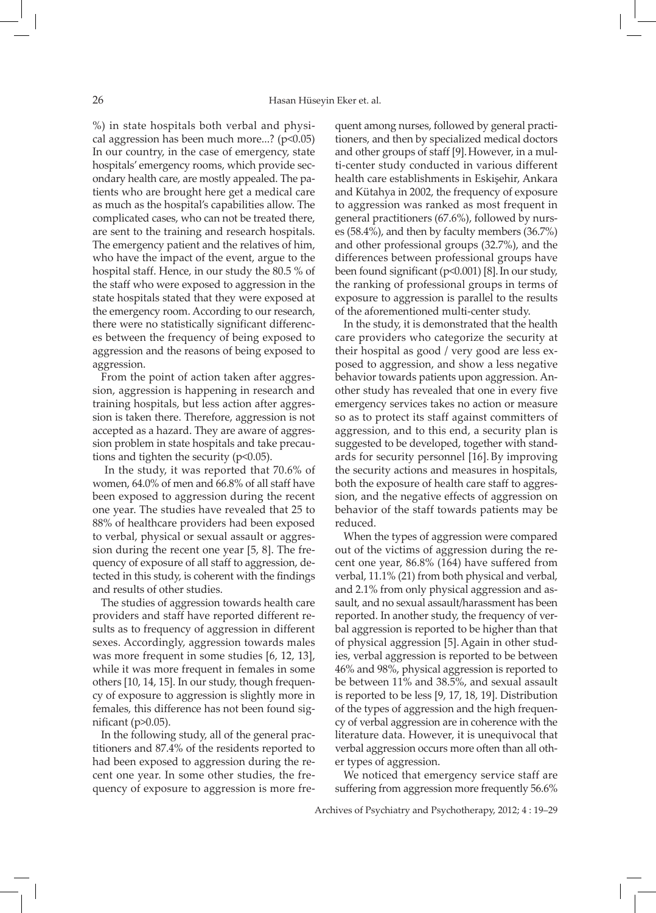%) in state hospitals both verbal and physical aggression has been much more...? ($p<0.05$) In our country, in the case of emergency, state hospitals' emergency rooms, which provide secondary health care, are mostly appealed. The patients who are brought here get a medical care as much as the hospital's capabilities allow. The complicated cases, who can not be treated there, are sent to the training and research hospitals. The emergency patient and the relatives of him, who have the impact of the event, argue to the hospital staff. Hence, in our study the 80.5 % of the staff who were exposed to aggression in the state hospitals stated that they were exposed at the emergency room. According to our research, there were no statistically significant differences between the frequency of being exposed to aggression and the reasons of being exposed to aggression.

From the point of action taken after aggression, aggression is happening in research and training hospitals, but less action after aggression is taken there. Therefore, aggression is not accepted as a hazard. They are aware of aggression problem in state hospitals and take precautions and tighten the security ($p<0.05$).

In the study, it was reported that 70.6% of women, 64.0% of men and 66.8% of all staff have been exposed to aggression during the recent one year. The studies have revealed that 25 to 88% of healthcare providers had been exposed to verbal, physical or sexual assault or aggression during the recent one year [5, 8]. The frequency of exposure of all staff to aggression, detected in this study, is coherent with the findings and results of other studies.

The studies of aggression towards health care providers and staff have reported different results as to frequency of aggression in different sexes. Accordingly, aggression towards males was more frequent in some studies [6, 12, 13], while it was more frequent in females in some others [10, 14, 15]. In our study, though frequency of exposure to aggression is slightly more in females, this difference has not been found significant ($p>0.05$).

In the following study, all of the general practitioners and 87.4% of the residents reported to had been exposed to aggression during the recent one year. In some other studies, the frequency of exposure to aggression is more frequent among nurses, followed by general practitioners, and then by specialized medical doctors and other groups of staff [9]. However, in a multi-center study conducted in various different health care establishments in Eskişehir, Ankara and Kütahya in 2002, the frequency of exposure to aggression was ranked as most frequent in general practitioners (67.6%), followed by nurses (58.4%), and then by faculty members (36.7%) and other professional groups (32.7%), and the differences between professional groups have been found significant ($p<0.001$) [8]. In our study, the ranking of professional groups in terms of exposure to aggression is parallel to the results of the aforementioned multi-center study.

In the study, it is demonstrated that the health care providers who categorize the security at their hospital as good / very good are less exposed to aggression, and show a less negative behavior towards patients upon aggression. Another study has revealed that one in every five emergency services takes no action or measure so as to protect its staff against committers of aggression, and to this end, a security plan is suggested to be developed, together with standards for security personnel [16]. By improving the security actions and measures in hospitals, both the exposure of health care staff to aggression, and the negative effects of aggression on behavior of the staff towards patients may be reduced.

When the types of aggression were compared out of the victims of aggression during the recent one year, 86.8% (164) have suffered from verbal, 11.1% (21) from both physical and verbal, and 2.1% from only physical aggression and assault, and no sexual assault/harassment has been reported. In another study, the frequency of verbal aggression is reported to be higher than that of physical aggression [5]. Again in other studies, verbal aggression is reported to be between 46% and 98%, physical aggression is reported to be between 11% and 38.5%, and sexual assault is reported to be less [9, 17, 18, 19]. Distribution of the types of aggression and the high frequency of verbal aggression are in coherence with the literature data. However, it is unequivocal that verbal aggression occurs more often than all other types of aggression.

We noticed that emergency service staff are suffering from aggression more frequently 56.6%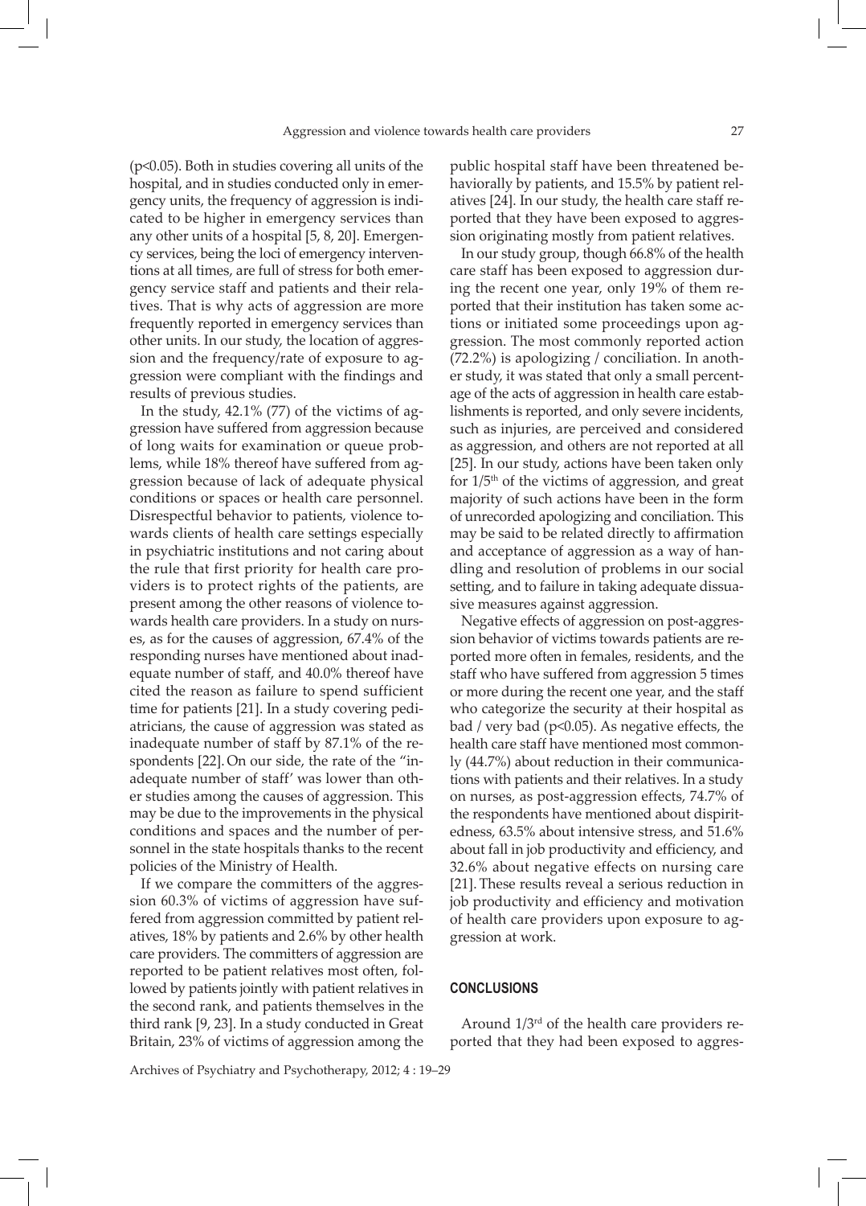($p<0.05$). Both in studies covering all units of the hospital, and in studies conducted only in emergency units, the frequency of aggression is indicated to be higher in emergency services than any other units of a hospital [5, 8, 20]. Emergency services, being the loci of emergency interventions at all times, are full of stress for both emergency service staff and patients and their relatives. That is why acts of aggression are more frequently reported in emergency services than other units. In our study, the location of aggression and the frequency/rate of exposure to aggression were compliant with the findings and results of previous studies.

In the study, 42.1% (77) of the victims of aggression have suffered from aggression because of long waits for examination or queue problems, while 18% thereof have suffered from aggression because of lack of adequate physical conditions or spaces or health care personnel. Disrespectful behavior to patients, violence towards clients of health care settings especially in psychiatric institutions and not caring about the rule that first priority for health care providers is to protect rights of the patients, are present among the other reasons of violence towards health care providers. In a study on nurses, as for the causes of aggression, 67.4% of the responding nurses have mentioned about inadequate number of staff, and 40.0% thereof have cited the reason as failure to spend sufficient time for patients [21]. In a study covering pediatricians, the cause of aggression was stated as inadequate number of staff by 87.1% of the respondents [22]. On our side, the rate of the "inadequate number of staff' was lower than other studies among the causes of aggression. This may be due to the improvements in the physical conditions and spaces and the number of personnel in the state hospitals thanks to the recent policies of the Ministry of Health.

If we compare the committers of the aggression 60.3% of victims of aggression have suffered from aggression committed by patient relatives, 18% by patients and 2.6% by other health care providers. The committers of aggression are reported to be patient relatives most often, followed by patients jointly with patient relatives in the second rank, and patients themselves in the third rank [9, 23]. In a study conducted in Great Britain, 23% of victims of aggression among the public hospital staff have been threatened behaviorally by patients, and 15.5% by patient relatives [24]. In our study, the health care staff reported that they have been exposed to aggression originating mostly from patient relatives.

In our study group, though 66.8% of the health care staff has been exposed to aggression during the recent one year, only 19% of them reported that their institution has taken some actions or initiated some proceedings upon aggression. The most commonly reported action (72.2%) is apologizing / conciliation. In another study, it was stated that only a small percentage of the acts of aggression in health care establishments is reported, and only severe incidents, such as injuries, are perceived and considered as aggression, and others are not reported at all [25]. In our study, actions have been taken only for 1/5th of the victims of aggression, and great majority of such actions have been in the form of unrecorded apologizing and conciliation. This may be said to be related directly to affirmation and acceptance of aggression as a way of handling and resolution of problems in our social setting, and to failure in taking adequate dissuasive measures against aggression.

Negative effects of aggression on post-aggression behavior of victims towards patients are reported more often in females, residents, and the staff who have suffered from aggression 5 times or more during the recent one year, and the staff who categorize the security at their hospital as bad / very bad ($p<0.05$). As negative effects, the health care staff have mentioned most commonly (44.7%) about reduction in their communications with patients and their relatives. In a study on nurses, as post-aggression effects, 74.7% of the respondents have mentioned about dispiritedness, 63.5% about intensive stress, and 51.6% about fall in job productivity and efficiency, and 32.6% about negative effects on nursing care [21]. These results reveal a serious reduction in job productivity and efficiency and motivation of health care providers upon exposure to aggression at work.

## CONCLUSIONS

Around 1/3rd of the health care providers reported that they had been exposed to aggres-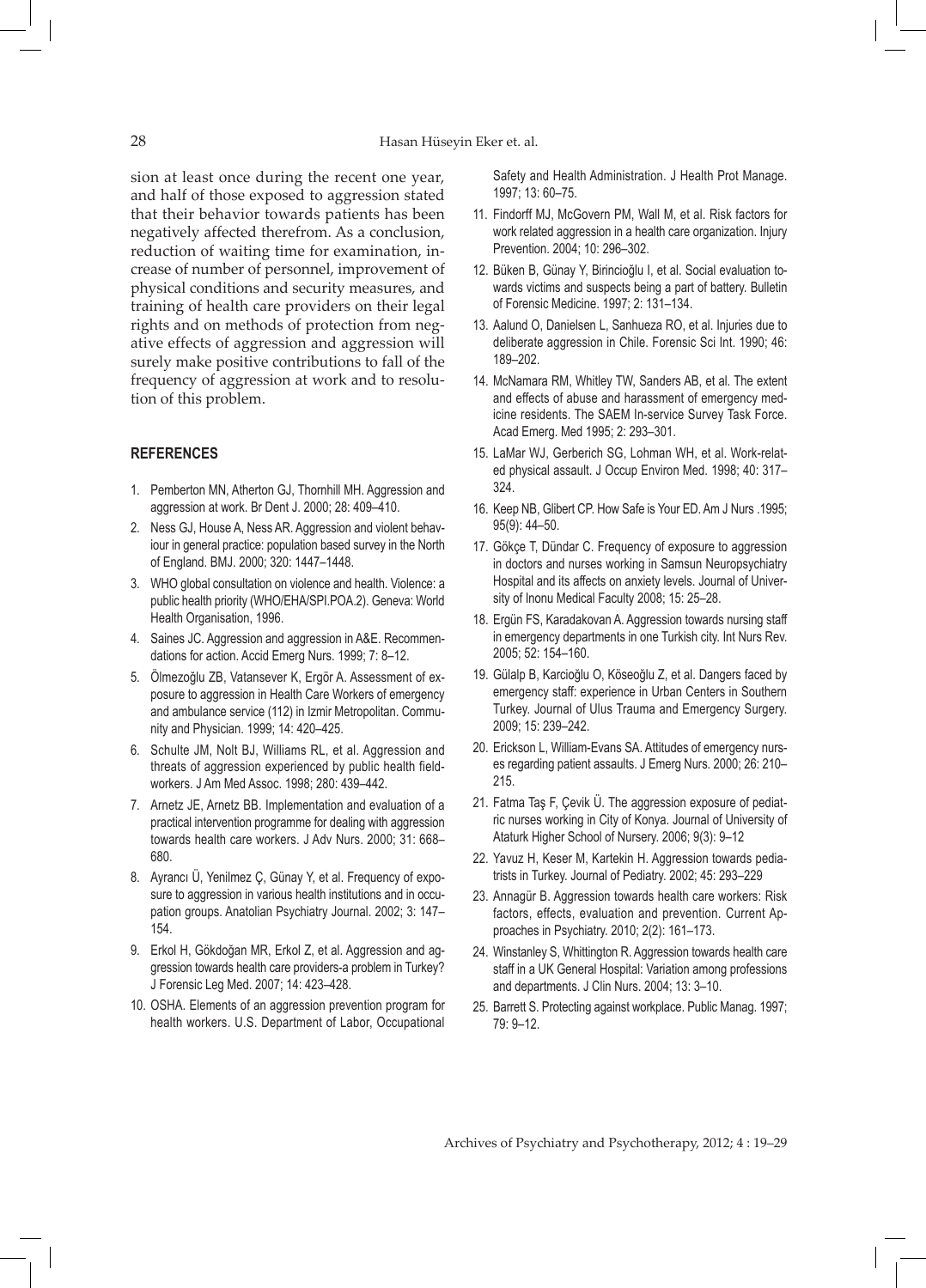sion at least once during the recent one year, and half of those exposed to aggression stated that their behavior towards patients has been negatively affected therefrom. As a conclusion, reduction of waiting time for examination, increase of number of personnel, improvement of physical conditions and security measures, and training of health care providers on their legal rights and on methods of protection from negative effects of aggression and aggression will surely make positive contributions to fall of the frequency of aggression at work and to resolution of this problem.

## REFERENCES

1. Pemberton MN, Atherton GJ, Thornhill MH. Aggression and aggression at work. Br Dent J. 2000; 28: 409–410.
2. Ness GJ, House A, Ness AR. Aggression and violent behaviour in general practice: population based survey in the North of England. BMJ. 2000; 320: 1447–1448.
3. WHO global consultation on violence and health. Violence: a public health priority (WHO/EHA/SPI.POA.2). Geneva: World Health Organisation, 1996.
4. Saines JC. Aggression and aggression in A&E. Recommendations for action. Accid Emerg Nurs. 1999; 7: 8–12.
5. Ölmezoğlu ZB, Vatansever K, Ergör A. Assessment of exposure to aggression in Health Care Workers of emergency and ambulance service (112) in Izmir Metropolitan. Community and Physician. 1999; 14: 420–425.
6. Schulte JM, Nolt BJ, Williams RL, et al. Aggression and threats of aggression experienced by public health fieldworkers. J Am Med Assoc. 1998; 280: 439–442.
7. Arnetz JE, Arnetz BB. Implementation and evaluation of a practical intervention programme for dealing with aggression towards health care workers. J Adv Nurs. 2000; 31: 668–680.
8. Ayrancı Ü, Yenilmez Ç, Günay Y, et al. Frequency of exposure to aggression in various health institutions and in occupation groups. Anatolian Psychiatry Journal. 2002; 3: 147–154.
9. Erkol H, Gökdoğan MR, Erkol Z, et al. Aggression and aggression towards health care providers-a problem in Turkey? J Forensic Leg Med. 2007; 14: 423–428.
10. OSHA. Elements of an aggression prevention program for health workers. U.S. Department of Labor, Occupational Safety and Health Administration. J Health Prot Manage. 1997; 13: 60–75.
11. Findorff MJ, McGovern PM, Wall M, et al. Risk factors for work related aggression in a health care organization. Injury Prevention. 2004; 10: 296–302.
12. Büken B, Günay Y, Birincioğlu I, et al. Social evaluation towards victims and suspects being a part of battery. Bulletin of Forensic Medicine. 1997; 2: 131–134.
13. Aalund O, Danielsen L, Sanhueza RO, et al. Injuries due to deliberate aggression in Chile. Forensic Sci Int. 1990; 46: 189–202.
14. McNamara RM, Whitley TW, Sanders AB, et al. The extent and effects of abuse and harassment of emergency medicine residents. The SAEM In-service Survey Task Force. Acad Emerg. Med 1995; 2: 293–301.
15. LaMar WJ, Gerberich SG, Lohman WH, et al. Work-related physical assault. J Occup Environ Med. 1998; 40: 317–324.
16. Keep NB, Glibert CP. How Safe is Your ED. Am J Nurs .1995; 95(9): 44–50.
17. Gökçe T, Dündar C. Frequency of exposure to aggression in doctors and nurses working in Samsun Neuropsychiatry Hospital and its affects on anxiety levels. Journal of University of Inonu Medical Faculty 2008; 15: 25–28.
18. Ergün FS, Karadakovan A. Aggression towards nursing staff in emergency departments in one Turkish city. Int Nurs Rev. 2005; 52: 154–160.
19. Gülalp B, Karcioğlu O, Köseoğlu Z, et al. Dangers faced by emergency staff: experience in Urban Centers in Southern Turkey. Journal of Ulus Trauma and Emergency Surgery. 2009; 15: 239–242.
20. Erickson L, William-Evans SA. Attitudes of emergency nurses regarding patient assaults. J Emerg Nurs. 2000; 26: 210–215.
21. Fatma Taş F, Çevik Ü. The aggression exposure of pediatric nurses working in City of Konya. Journal of University of Ataturk Higher School of Nursery. 2006; 9(3): 9–12
22. Yavuz H, Keser M, Kartekin H. Aggression towards pediatrists in Turkey. Journal of Pediatry. 2002; 45: 293–229
23. Annagür B. Aggression towards health care workers: Risk factors, effects, evaluation and prevention. Current Approaches in Psychiatry. 2010; 2(2): 161–173.
24. Winstanley S, Whittington R. Aggression towards health care staff in a UK General Hospital: Variation among professions and departments. J Clin Nurs. 2004; 13: 3–10.
25. Barrett S. Protecting against workplace. Public Manag. 1997; 79: 9–12.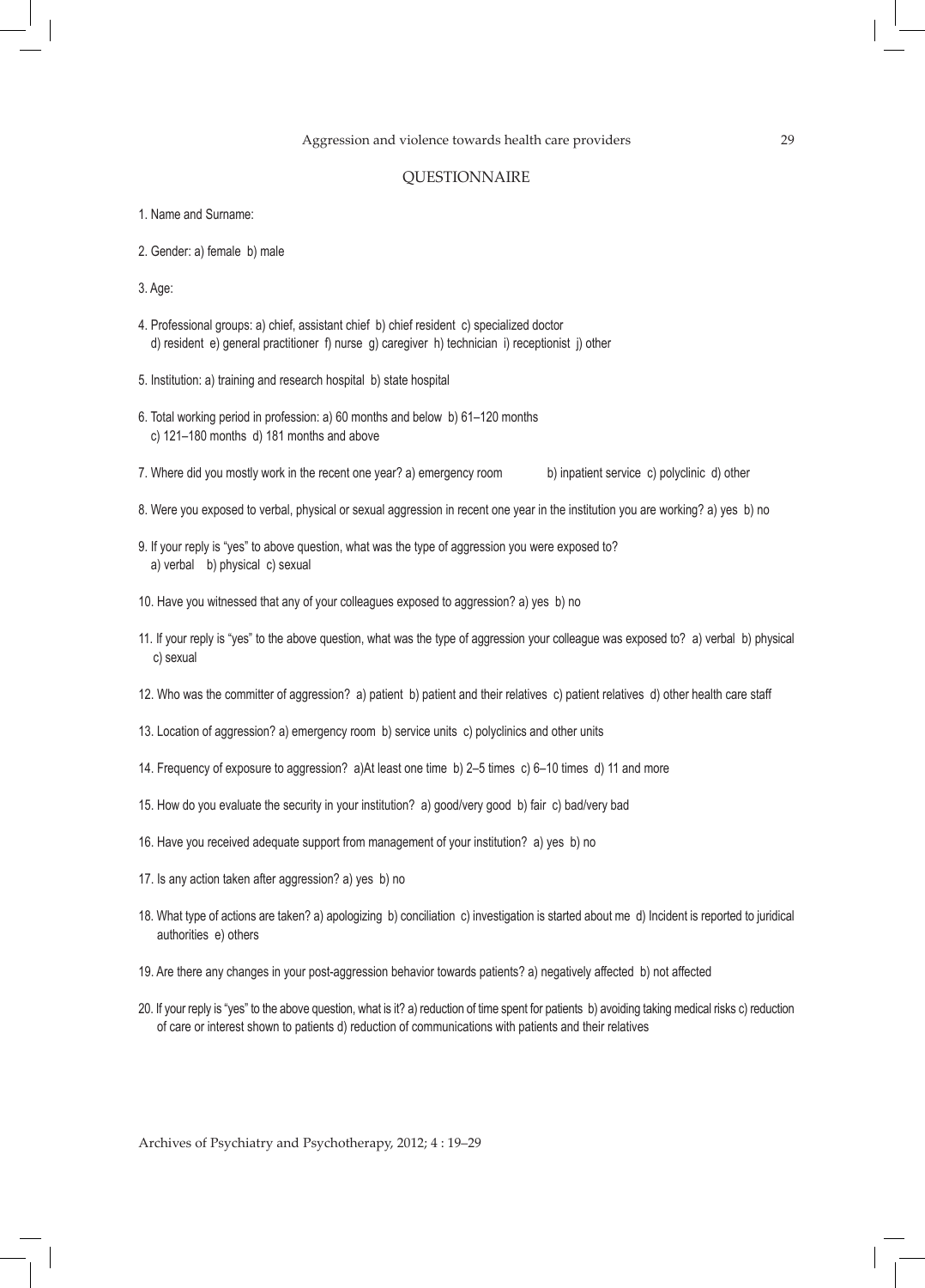# QUESTIONNAIRE

1. Name and Surname:

2. Gender: a) female b) male

3. Age:

4. Professional groups: a) chief, assistant chief b) chief resident c) specialized doctor d) resident e) general practitioner f) nurse g) caregiver h) technician i) receptionist j) other

5. Institution: a) training and research hospital b) state hospital

6. Total working period in profession: a) 60 months and below b) 61–120 months c) 121–180 months d) 181 months and above

7. Where did you mostly work in the recent one year? a) emergency room b) inpatient service c) polyclinic d) other

8. Were you exposed to verbal, physical or sexual aggression in recent one year in the institution you are working? a) yes b) no

9. If your reply is "yes" to above question, what was the type of aggression you were exposed to? a) verbal b) physical c) sexual

10. Have you witnessed that any of your colleagues exposed to aggression? a) yes b) no

11. If your reply is "yes" to the above question, what was the type of aggression your colleague was exposed to? a) verbal b) physical c) sexual

12. Who was the committer of aggression? a) patient b) patient and their relatives c) patient relatives d) other health care staff

13. Location of aggression? a) emergency room b) service units c) polyclinics and other units

14. Frequency of exposure to aggression? a)At least one time b) 2–5 times c) 6–10 times d) 11 and more

15. How do you evaluate the security in your institution? a) good/very good b) fair c) bad/very bad

16. Have you received adequate support from management of your institution? a) yes b) no

17. Is any action taken after aggression? a) yes b) no

18. What type of actions are taken? a) apologizing b) conciliation c) investigation is started about me d) Incident is reported to juridical authorities e) others

19. Are there any changes in your post-aggression behavior towards patients? a) negatively affected b) not affected

20. If your reply is "yes" to the above question, what is it? a) reduction of time spent for patients b) avoiding taking medical risks c) reduction of care or interest shown to patients d) reduction of communications with patients and their relatives